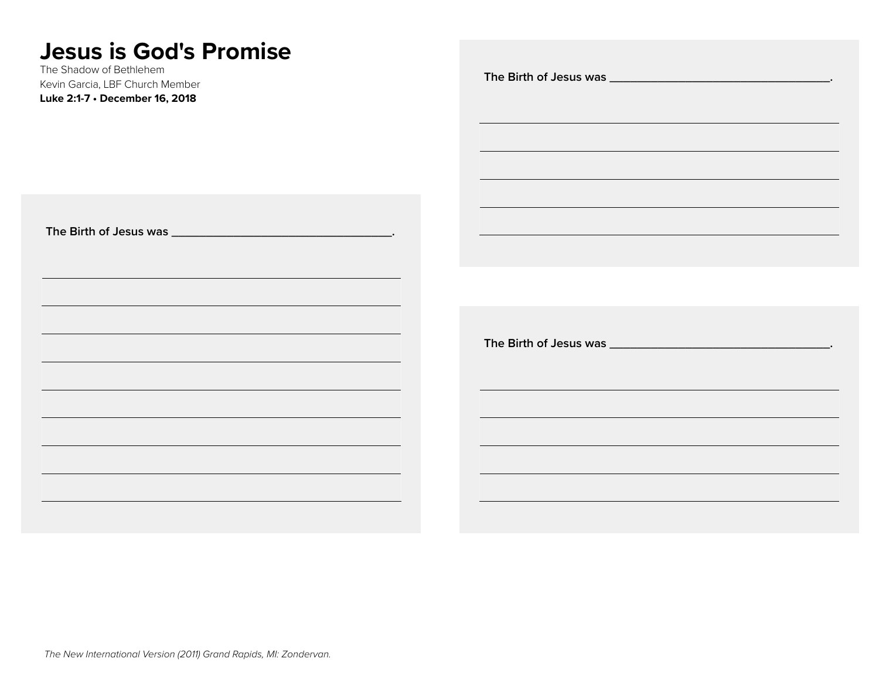# Jesus is God's Promise

The Shadow of Bethlehem

Kevin Garcia, LBF Church Member

**Luke 2:1-7 • December 16, 2018**

**The Birth of Jesus was ___________________________________.**

**The Birth of Jesus was ___________________________________.**

**The Birth of Jesus was ___________________________________.**

*The New International Version (2011) Grand Rapids, MI: Zondervan.*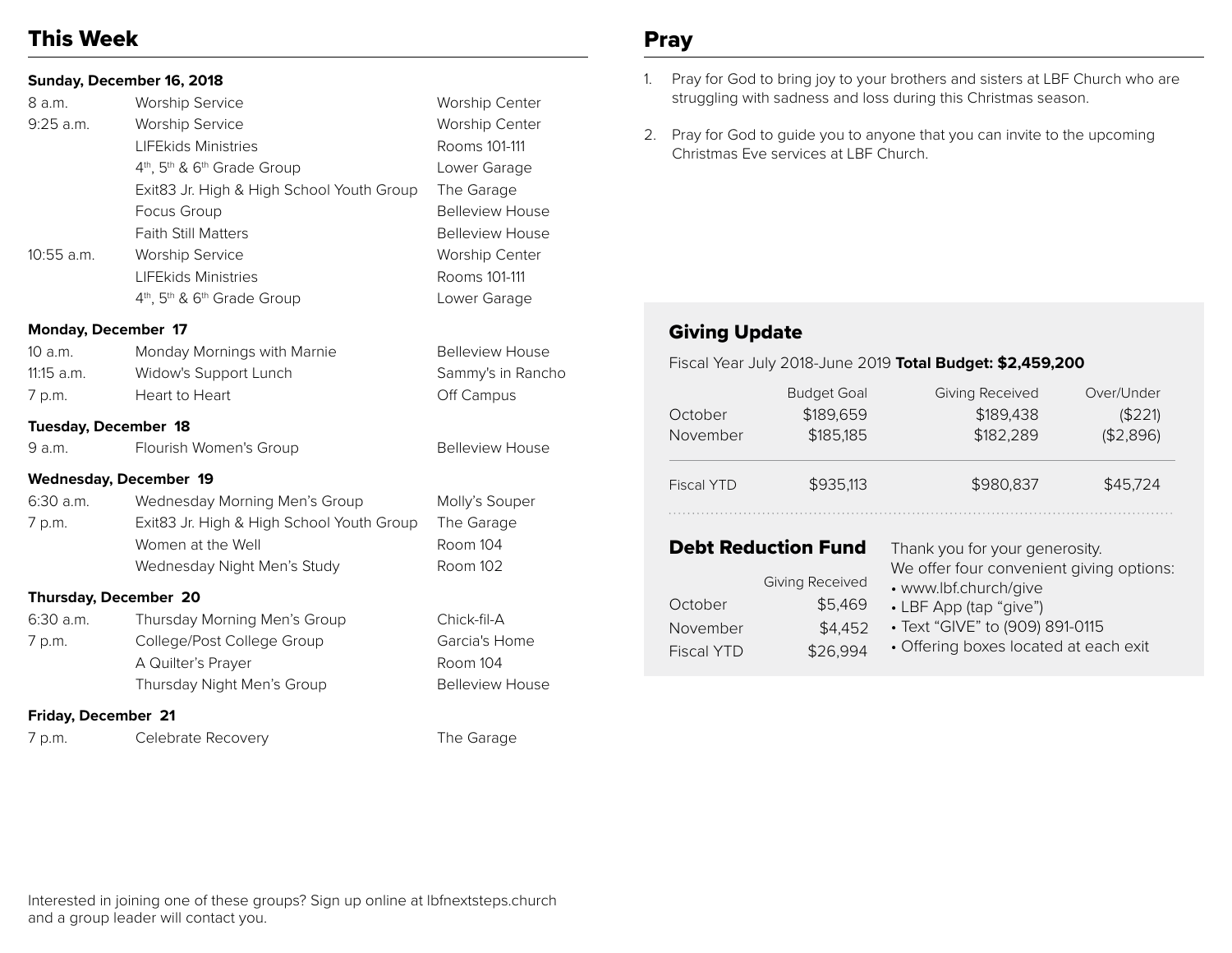## This Week

**Sunday, December 16, 2018**

| | | |
|---|---|---|
| 8 a.m. | Worship Service | Worship Center |
| 9:25 a.m. | Worship Service | Worship Center |
| | LIFEkids Ministries | Rooms 101-111 |
| | 4th, 5th & 6th Grade Group | Lower Garage |
| | Exit83 Jr. High & High School Youth Group | The Garage |
| | Focus Group | Belleview House |
| | Faith Still Matters | Belleview House |
| 10:55 a.m. | Worship Service | Worship Center |
| | LIFEkids Ministries | Rooms 101-111 |
| | 4th, 5th & 6th Grade Group | Lower Garage |

**Monday, December 17**

| | | |
|---|---|---|
| 10 a.m. | Monday Mornings with Marnie | Belleview House |
| 11:15 a.m. | Widow's Support Lunch | Sammy's in Rancho |
| 7 p.m. | Heart to Heart | Off Campus |

**Tuesday, December 18**

| | | |
|---|---|---|
| 9 a.m. | Flourish Women's Group | Belleview House |

**Wednesday, December 19**

| | | |
|---|---|---|
| 6:30 a.m. | Wednesday Morning Men's Group | Molly's Souper |
| 7 p.m. | Exit83 Jr. High & High School Youth Group | The Garage |
| | Women at the Well | Room 104 |
| | Wednesday Night Men's Study | Room 102 |

**Thursday, December 20**

| | | |
|---|---|---|
| 6:30 a.m. | Thursday Morning Men's Group | Chick-fil-A |
| 7 p.m. | College/Post College Group | Garcia's Home |
| | A Quilter's Prayer | Room 104 |
| | Thursday Night Men's Group | Belleview House |

**Friday, December 21**

| | | |
|---|---|---|
| 7 p.m. | Celebrate Recovery | The Garage |

Interested in joining one of these groups? Sign up online at lbfnextsteps.church and a group leader will contact you.

## Pray

1. Pray for God to bring joy to your brothers and sisters at LBF Church who are struggling with sadness and loss during this Christmas season.
2. Pray for God to guide you to anyone that you can invite to the upcoming Christmas Eve services at LBF Church.

### Giving Update

Fiscal Year July 2018-June 2019 **Total Budget: $2,459,200**

| | Budget Goal | Giving Received | Over/Under |
|---|---|---|---|
| October | $189,659 | $189,438 | ($221) |
| November | $185,185 | $182,289 | ($2,896) |
| Fiscal YTD | $935,113 | $980,837 | $45,724 |

### Debt Reduction Fund

| | Giving Received |
|---|---|
| October | $5,469 |
| November | $4,452 |
| Fiscal YTD | $26,994 |

Thank you for your generosity.
We offer four convenient giving options:

- www.lbf.church/give
- LBF App (tap "give")
- Text "GIVE" to (909) 891-0115
- Offering boxes located at each exit